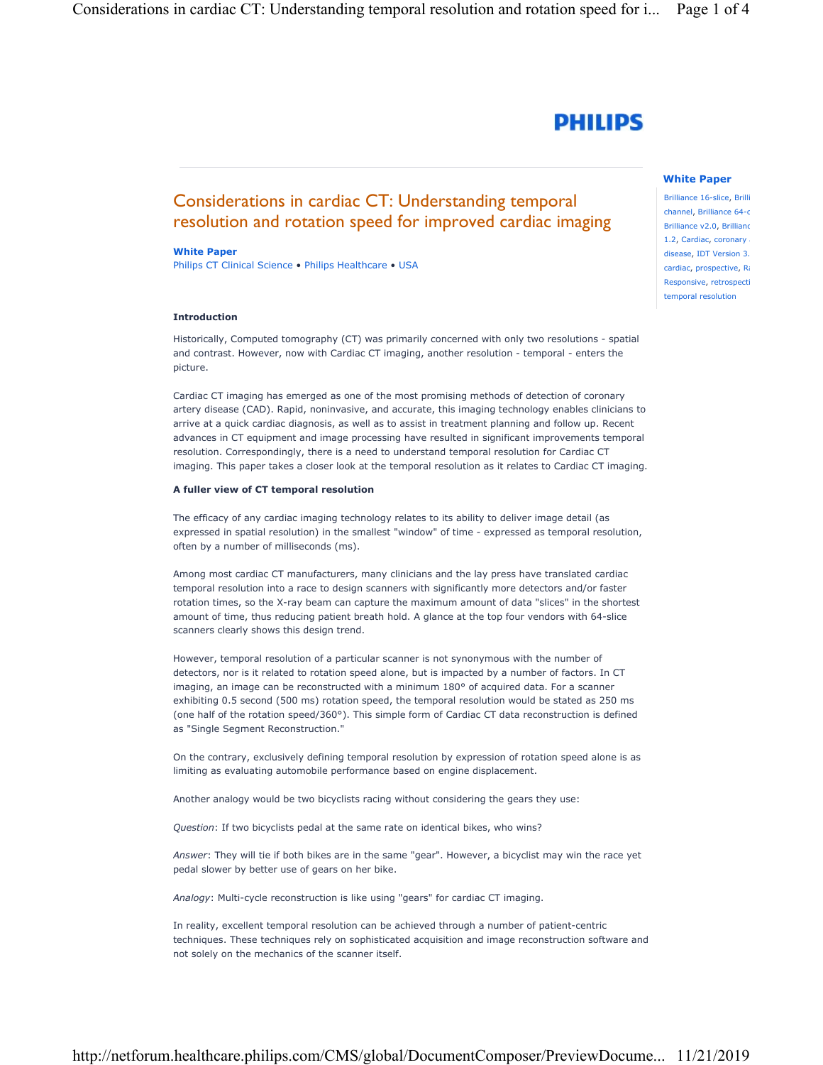PHILIPS

# Considerations in cardiac CT: Understanding temporal resolution and rotation speed for improved cardiac imaging

**White Paper**
Philips CT Clinical Science • Philips Healthcare • USA

**White Paper**

Brilliance 16-slice, Brilli channel, Brilliance 64-c Brilliance v2.0, Brillianc 1.2, Cardiac, coronary disease, IDT Version 3. cardiac, prospective, Ra Responsive, retrospecti temporal resolution

### Introduction

Historically, Computed tomography (CT) was primarily concerned with only two resolutions - spatial and contrast. However, now with Cardiac CT imaging, another resolution - temporal - enters the picture.

Cardiac CT imaging has emerged as one of the most promising methods of detection of coronary artery disease (CAD). Rapid, noninvasive, and accurate, this imaging technology enables clinicians to arrive at a quick cardiac diagnosis, as well as to assist in treatment planning and follow up. Recent advances in CT equipment and image processing have resulted in significant improvements temporal resolution. Correspondingly, there is a need to understand temporal resolution for Cardiac CT imaging. This paper takes a closer look at the temporal resolution as it relates to Cardiac CT imaging.

### A fuller view of CT temporal resolution

The efficacy of any cardiac imaging technology relates to its ability to deliver image detail (as expressed in spatial resolution) in the smallest "window" of time - expressed as temporal resolution, often by a number of milliseconds (ms).

Among most cardiac CT manufacturers, many clinicians and the lay press have translated cardiac temporal resolution into a race to design scanners with significantly more detectors and/or faster rotation times, so the X-ray beam can capture the maximum amount of data "slices" in the shortest amount of time, thus reducing patient breath hold. A glance at the top four vendors with 64-slice scanners clearly shows this design trend.

However, temporal resolution of a particular scanner is not synonymous with the number of detectors, nor is it related to rotation speed alone, but is impacted by a number of factors. In CT imaging, an image can be reconstructed with a minimum 180° of acquired data. For a scanner exhibiting 0.5 second (500 ms) rotation speed, the temporal resolution would be stated as 250 ms (one half of the rotation speed/360°). This simple form of Cardiac CT data reconstruction is defined as "Single Segment Reconstruction."

On the contrary, exclusively defining temporal resolution by expression of rotation speed alone is as limiting as evaluating automobile performance based on engine displacement.

Another analogy would be two bicyclists racing without considering the gears they use:

*Question*: If two bicyclists pedal at the same rate on identical bikes, who wins?

*Answer*: They will tie if both bikes are in the same "gear". However, a bicyclist may win the race yet pedal slower by better use of gears on her bike.

*Analogy*: Multi-cycle reconstruction is like using "gears" for cardiac CT imaging.

In reality, excellent temporal resolution can be achieved through a number of patient-centric techniques. These techniques rely on sophisticated acquisition and image reconstruction software and not solely on the mechanics of the scanner itself.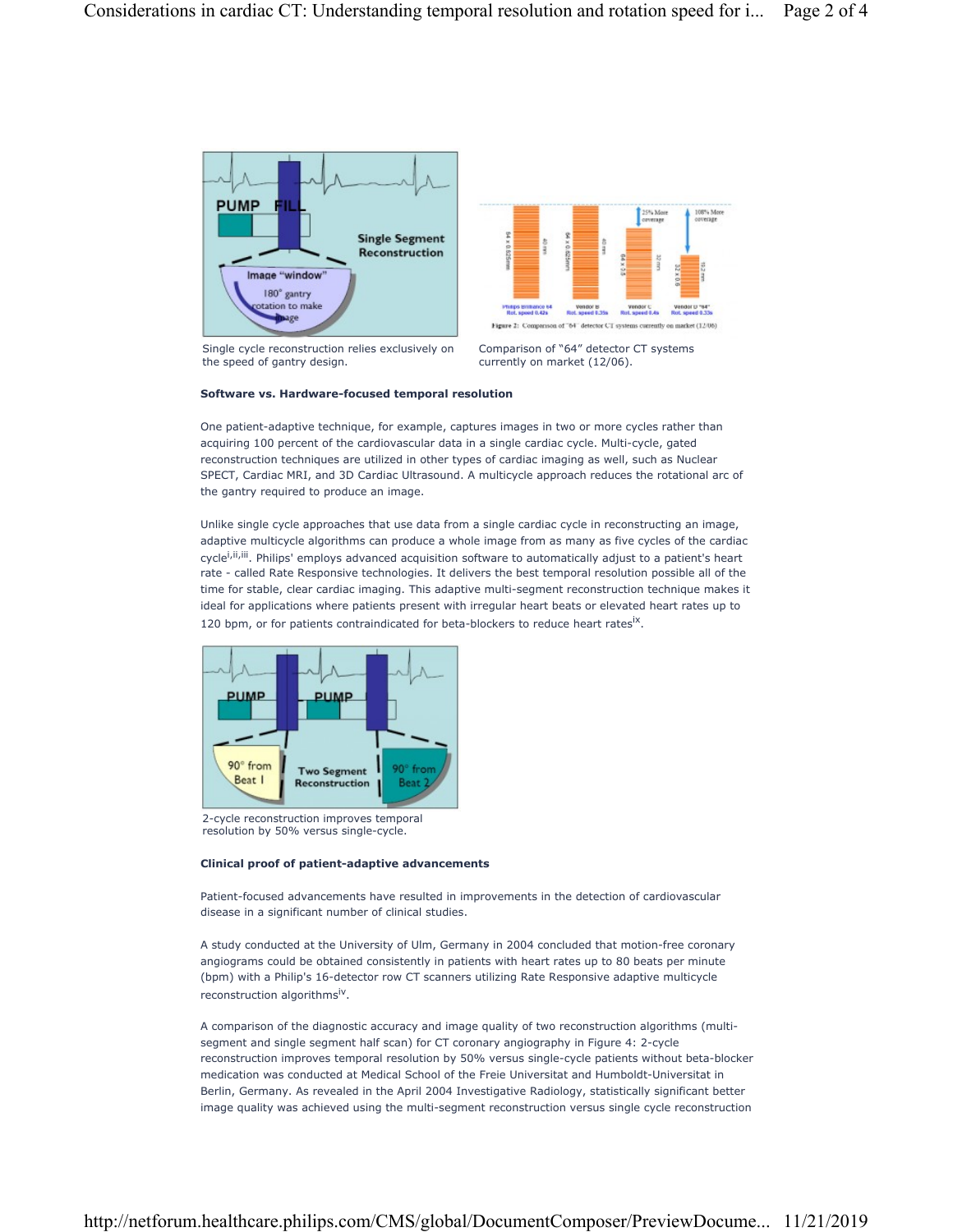Single cycle reconstruction relies exclusively on the speed of gantry design.

Comparison of "64" detector CT systems currently on market (12/06).

**Software vs. Hardware-focused temporal resolution**

One patient-adaptive technique, for example, captures images in two or more cycles rather than acquiring 100 percent of the cardiovascular data in a single cardiac cycle. Multi-cycle, gated reconstruction techniques are utilized in other types of cardiac imaging as well, such as Nuclear SPECT, Cardiac MRI, and 3D Cardiac Ultrasound. A multicycle approach reduces the rotational arc of the gantry required to produce an image.

Unlike single cycle approaches that use data from a single cardiac cycle in reconstructing an image, adaptive multicycle algorithms can produce a whole image from as many as five cycles of the cardiac cycle[i,ii,iii]. Philips' employs advanced acquisition software to automatically adjust to a patient's heart rate - called Rate Responsive technologies. It delivers the best temporal resolution possible all of the time for stable, clear cardiac imaging. This adaptive multi-segment reconstruction technique makes it ideal for applications where patients present with irregular heart beats or elevated heart rates up to 120 bpm, or for patients contraindicated for beta-blockers to reduce heart rates[ix].

2-cycle reconstruction improves temporal resolution by 50% versus single-cycle.

**Clinical proof of patient-adaptive advancements**

Patient-focused advancements have resulted in improvements in the detection of cardiovascular disease in a significant number of clinical studies.

A study conducted at the University of Ulm, Germany in 2004 concluded that motion-free coronary angiograms could be obtained consistently in patients with heart rates up to 80 beats per minute (bpm) with a Philip's 16-detector row CT scanners utilizing Rate Responsive adaptive multicycle reconstruction algorithms[iv].

A comparison of the diagnostic accuracy and image quality of two reconstruction algorithms (multi-segment and single segment half scan) for CT coronary angiography in Figure 4: 2-cycle reconstruction improves temporal resolution by 50% versus single-cycle patients without beta-blocker medication was conducted at Medical School of the Freie Universitat and Humboldt-Universitat in Berlin, Germany. As revealed in the April 2004 Investigative Radiology, statistically significant better image quality was achieved using the multi-segment reconstruction versus single cycle reconstruction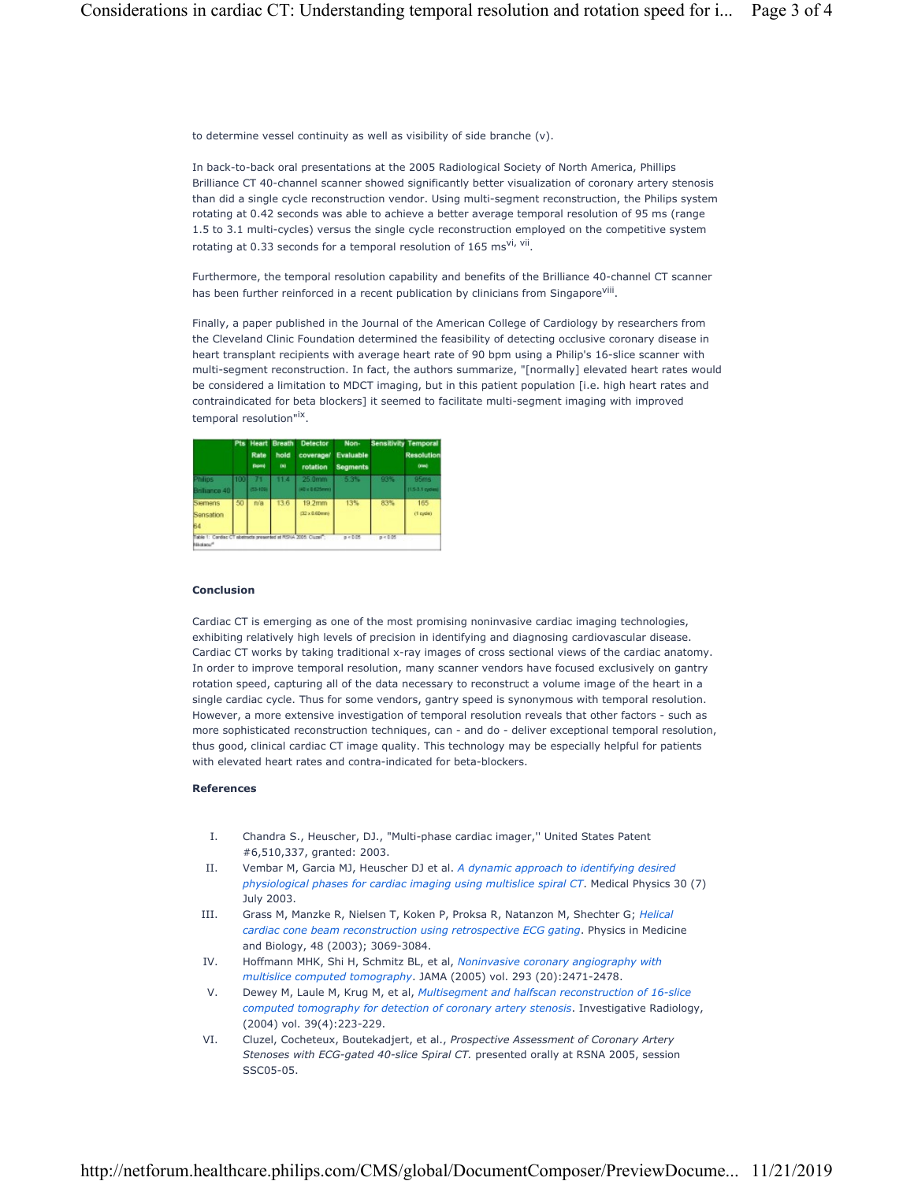to determine vessel continuity as well as visibility of side branche (v).

In back-to-back oral presentations at the 2005 Radiological Society of North America, Phillips Brilliance CT 40-channel scanner showed significantly better visualization of coronary artery stenosis than did a single cycle reconstruction vendor. Using multi-segment reconstruction, the Philips system rotating at 0.42 seconds was able to achieve a better average temporal resolution of 95 ms (range 1.5 to 3.1 multi-cycles) versus the single cycle reconstruction employed on the competitive system rotating at 0.33 seconds for a temporal resolution of 165 ms[vi, vii].

Furthermore, the temporal resolution capability and benefits of the Brilliance 40-channel CT scanner has been further reinforced in a recent publication by clinicians from Singapore[viii].

Finally, a paper published in the Journal of the American College of Cardiology by researchers from the Cleveland Clinic Foundation determined the feasibility of detecting occlusive coronary disease in heart transplant recipients with average heart rate of 90 bpm using a Philip's 16-slice scanner with multi-segment reconstruction. In fact, the authors summarize, "[normally] elevated heart rates would be considered a limitation to MDCT imaging, but in this patient population [i.e. high heart rates and contraindicated for beta blockers] it seemed to facilitate multi-segment imaging with improved temporal resolution"[ix].

| | Pts | Heart Rate (bpm) | Breath hold (s) | Detector coverage/ rotation | Non-Evaluable Segments | Sensitivity | Temporal Resolution (ms) |
|---|---|---|---|---|---|---|---|
| Philips Brilliance 40 | 100 | 71 (53-103) | 11.4 | 25.0mm (40 x 0.625mm) | 5.3% | 93% | 95ms (1.5-3.1 cycles) |
| Siemens Sensation 64 | 50 | n/a | 13.6 | 19.2mm (32 x 0.60mm) | 13% | 83% | 165 (1 cycle) |
| | | | | | p < 0.05 | p < 0.05 | |

Table 1: Cardiac CT abstracts presented at RSNA 2005. Cluzel[vi]; Nikolaou[vii]

**Conclusion**

Cardiac CT is emerging as one of the most promising noninvasive cardiac imaging technologies, exhibiting relatively high levels of precision in identifying and diagnosing cardiovascular disease. Cardiac CT works by taking traditional x-ray images of cross sectional views of the cardiac anatomy. In order to improve temporal resolution, many scanner vendors have focused exclusively on gantry rotation speed, capturing all of the data necessary to reconstruct a volume image of the heart in a single cardiac cycle. Thus for some vendors, gantry speed is synonymous with temporal resolution. However, a more extensive investigation of temporal resolution reveals that other factors - such as more sophisticated reconstruction techniques, can - and do - deliver exceptional temporal resolution, thus good, clinical cardiac CT image quality. This technology may be especially helpful for patients with elevated heart rates and contra-indicated for beta-blockers.

**References**

I. Chandra S., Heuscher, DJ., "Multi-phase cardiac imager,'' United States Patent #6,510,337, granted: 2003.
II. Vembar M, Garcia MJ, Heuscher DJ et al. *A dynamic approach to identifying desired physiological phases for cardiac imaging using multislice spiral CT*. Medical Physics 30 (7) July 2003.
III. Grass M, Manzke R, Nielsen T, Koken P, Proksa R, Natanzon M, Shechter G; *Helical cardiac cone beam reconstruction using retrospective ECG gating*. Physics in Medicine and Biology, 48 (2003); 3069-3084.
IV. Hoffmann MHK, Shi H, Schmitz BL, et al, *Noninvasive coronary angiography with multislice computed tomography*. JAMA (2005) vol. 293 (20):2471-2478.
V. Dewey M, Laule M, Krug M, et al, *Multisegment and halfscan reconstruction of 16-slice computed tomography for detection of coronary artery stenosis*. Investigative Radiology, (2004) vol. 39(4):223-229.
VI. Cluzel, Cocheteux, Boutekadjert, et al., *Prospective Assessment of Coronary Artery Stenoses with ECG-gated 40-slice Spiral CT.* presented orally at RSNA 2005, session SSC05-05.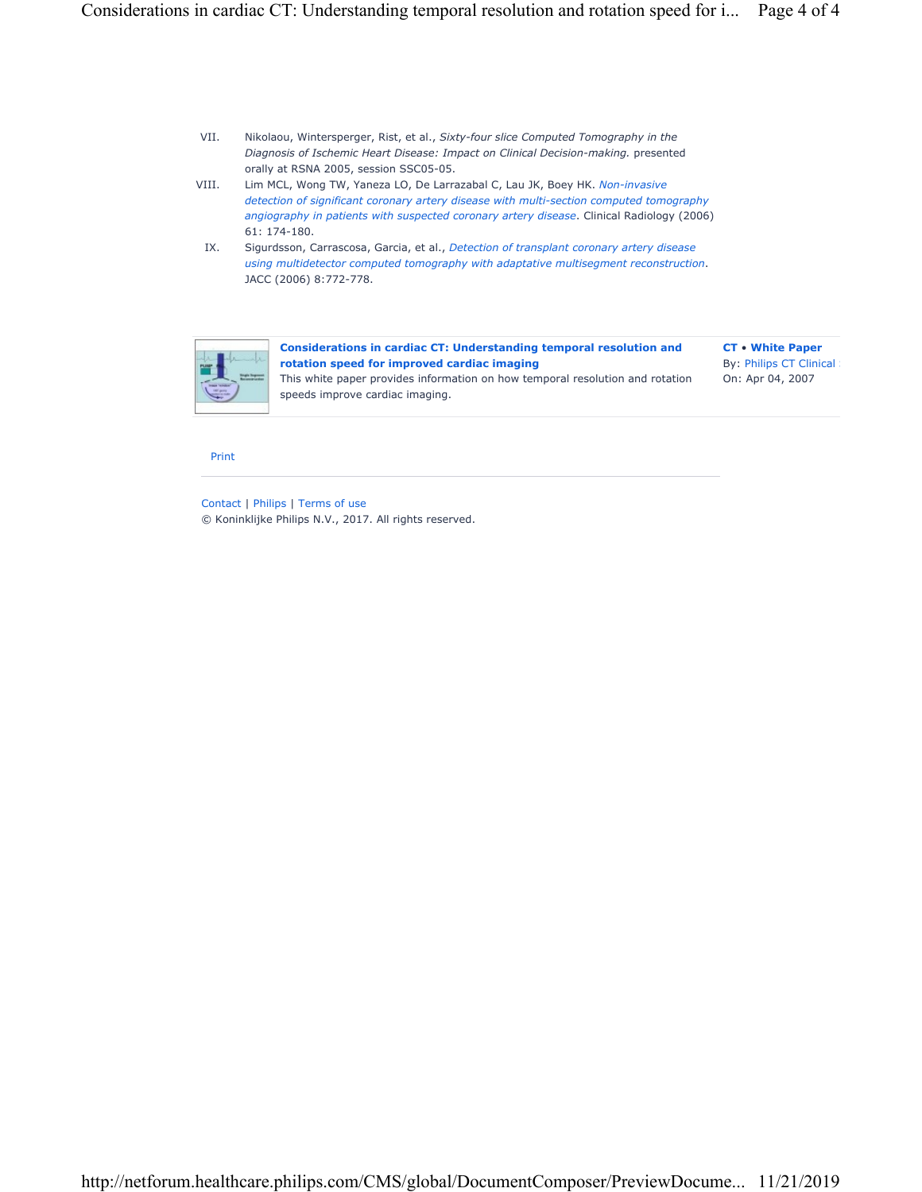VII. Nikolaou, Wintersperger, Rist, et al., *Sixty-four slice Computed Tomography in the Diagnosis of Ischemic Heart Disease: Impact on Clinical Decision-making.* presented orally at RSNA 2005, session SSC05-05.

VIII. Lim MCL, Wong TW, Yaneza LO, De Larrazabal C, Lau JK, Boey HK. *Non-invasive detection of significant coronary artery disease with multi-section computed tomography angiography in patients with suspected coronary artery disease*. Clinical Radiology (2006) 61: 174-180.

IX. Sigurdsson, Carrascosa, Garcia, et al., *Detection of transplant coronary artery disease using multidetector computed tomography with adaptative multisegment reconstruction*. JACC (2006) 8:772-778.

**Considerations in cardiac CT: Understanding temporal resolution and rotation speed for improved cardiac imaging**

This white paper provides information on how temporal resolution and rotation speeds improve cardiac imaging.

**CT • White Paper**

By: Philips CT Clinical

On: Apr 04, 2007

Print

Contact | Philips | Terms of use

© Koninklijke Philips N.V., 2017. All rights reserved.